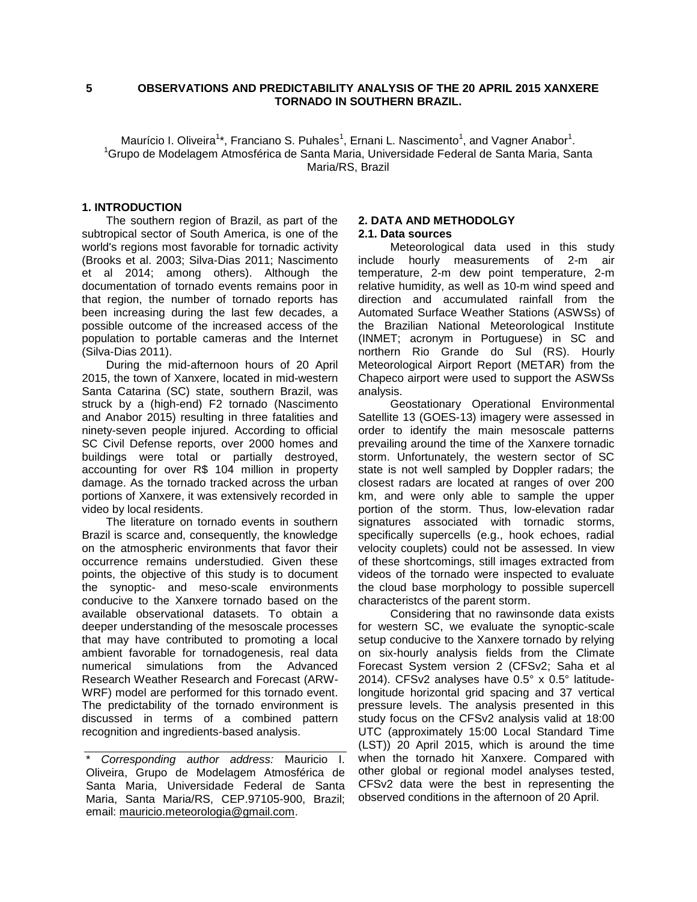# 5 OBSERVATIONS AND PREDICTABILITY ANALYSIS OF THE 20 APRIL 2015 XANXERE TORNADO IN SOUTHERN BRAZIL.

Maurício I. Oliveira[1]*, Franciano S. Puhales[1], Ernani L. Nascimento[1], and Vagner Anabor[1].
[1]Grupo de Modelagem Atmosférica de Santa Maria, Universidade Federal de Santa Maria, Santa Maria/RS, Brazil

## 1. INTRODUCTION

The southern region of Brazil, as part of the subtropical sector of South America, is one of the world's regions most favorable for tornadic activity (Brooks et al. 2003; Silva-Dias 2011; Nascimento et al 2014; among others). Although the documentation of tornado events remains poor in that region, the number of tornado reports has been increasing during the last few decades, a possible outcome of the increased access of the population to portable cameras and the Internet (Silva-Dias 2011).

During the mid-afternoon hours of 20 April 2015, the town of Xanxere, located in mid-western Santa Catarina (SC) state, southern Brazil, was struck by a (high-end) F2 tornado (Nascimento and Anabor 2015) resulting in three fatalities and ninety-seven people injured. According to official SC Civil Defense reports, over 2000 homes and buildings were total or partially destroyed, accounting for over R$ 104 million in property damage. As the tornado tracked across the urban portions of Xanxere, it was extensively recorded in video by local residents.

The literature on tornado events in southern Brazil is scarce and, consequently, the knowledge on the atmospheric environments that favor their occurrence remains understudied. Given these points, the objective of this study is to document the synoptic- and meso-scale environments conducive to the Xanxere tornado based on the available observational datasets. To obtain a deeper understanding of the mesoscale processes that may have contributed to promoting a local ambient favorable for tornadogenesis, real data numerical simulations from the Advanced Research Weather Research and Forecast (ARW-WRF) model are performed for this tornado event. The predictability of the tornado environment is discussed in terms of a combined pattern recognition and ingredients-based analysis.

\* *Corresponding author address:* Mauricio I. Oliveira, Grupo de Modelagem Atmosférica de Santa Maria, Universidade Federal de Santa Maria, Santa Maria/RS, CEP.97105-900, Brazil; email: mauricio.meteorologia@gmail.com.

## 2. DATA AND METHODOLGY

### 2.1. Data sources

Meteorological data used in this study include hourly measurements of 2-m air temperature, 2-m dew point temperature, 2-m relative humidity, as well as 10-m wind speed and direction and accumulated rainfall from the Automated Surface Weather Stations (ASWSs) of the Brazilian National Meteorological Institute (INMET; acronym in Portuguese) in SC and northern Rio Grande do Sul (RS). Hourly Meteorological Airport Report (METAR) from the Chapeco airport were used to support the ASWSs analysis.

Geostationary Operational Environmental Satellite 13 (GOES-13) imagery were assessed in order to identify the main mesoscale patterns prevailing around the time of the Xanxere tornadic storm. Unfortunately, the western sector of SC state is not well sampled by Doppler radars; the closest radars are located at ranges of over 200 km, and were only able to sample the upper portion of the storm. Thus, low-elevation radar signatures associated with tornadic storms, specifically supercells (e.g., hook echoes, radial velocity couplets) could not be assessed. In view of these shortcomings, still images extracted from videos of the tornado were inspected to evaluate the cloud base morphology to possible supercell characteristcs of the parent storm.

Considering that no rawinsonde data exists for western SC, we evaluate the synoptic-scale setup conducive to the Xanxere tornado by relying on six-hourly analysis fields from the Climate Forecast System version 2 (CFSv2; Saha et al 2014). CFSv2 analyses have 0.5° x 0.5° latitude-longitude horizontal grid spacing and 37 vertical pressure levels. The analysis presented in this study focus on the CFSv2 analysis valid at 18:00 UTC (approximately 15:00 Local Standard Time (LST)) 20 April 2015, which is around the time when the tornado hit Xanxere. Compared with other global or regional model analyses tested, CFSv2 data were the best in representing the observed conditions in the afternoon of 20 April.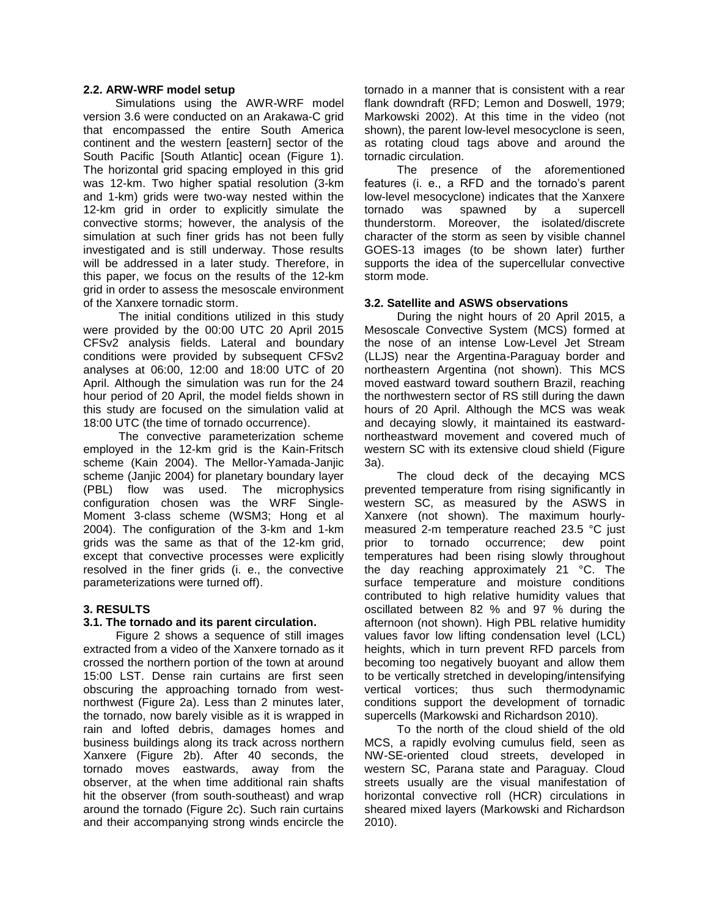### 2.2. ARW-WRF model setup

Simulations using the AWR-WRF model version 3.6 were conducted on an Arakawa-C grid that encompassed the entire South America continent and the western [eastern] sector of the South Pacific [South Atlantic] ocean (Figure 1). The horizontal grid spacing employed in this grid was 12-km. Two higher spatial resolution (3-km and 1-km) grids were two-way nested within the 12-km grid in order to explicitly simulate the convective storms; however, the analysis of the simulation at such finer grids has not been fully investigated and is still underway. Those results will be addressed in a later study. Therefore, in this paper, we focus on the results of the 12-km grid in order to assess the mesoscale environment of the Xanxere tornadic storm.

The initial conditions utilized in this study were provided by the 00:00 UTC 20 April 2015 CFSv2 analysis fields. Lateral and boundary conditions were provided by subsequent CFSv2 analyses at 06:00, 12:00 and 18:00 UTC of 20 April. Although the simulation was run for the 24 hour period of 20 April, the model fields shown in this study are focused on the simulation valid at 18:00 UTC (the time of tornado occurrence).

The convective parameterization scheme employed in the 12-km grid is the Kain-Fritsch scheme (Kain 2004). The Mellor-Yamada-Janjic scheme (Janjic 2004) for planetary boundary layer (PBL) flow was used. The microphysics configuration chosen was the WRF Single-Moment 3-class scheme (WSM3; Hong et al 2004). The configuration of the 3-km and 1-km grids was the same as that of the 12-km grid, except that convective processes were explicitly resolved in the finer grids (i. e., the convective parameterizations were turned off).

## 3. RESULTS

### 3.1. The tornado and its parent circulation.

Figure 2 shows a sequence of still images extracted from a video of the Xanxere tornado as it crossed the northern portion of the town at around 15:00 LST. Dense rain curtains are first seen obscuring the approaching tornado from west-northwest (Figure 2a). Less than 2 minutes later, the tornado, now barely visible as it is wrapped in rain and lofted debris, damages homes and business buildings along its track across northern Xanxere (Figure 2b). After 40 seconds, the tornado moves eastwards, away from the observer, at the when time additional rain shafts hit the observer (from south-southeast) and wrap around the tornado (Figure 2c). Such rain curtains and their accompanying strong winds encircle the tornado in a manner that is consistent with a rear flank downdraft (RFD; Lemon and Doswell, 1979; Markowski 2002). At this time in the video (not shown), the parent low-level mesocyclone is seen, as rotating cloud tags above and around the tornadic circulation.

The presence of the aforementioned features (i. e., a RFD and the tornado's parent low-level mesocyclone) indicates that the Xanxere tornado was spawned by a supercell thunderstorm. Moreover, the isolated/discrete character of the storm as seen by visible channel GOES-13 images (to be shown later) further supports the idea of the supercellular convective storm mode.

### 3.2. Satellite and ASWS observations

During the night hours of 20 April 2015, a Mesoscale Convective System (MCS) formed at the nose of an intense Low-Level Jet Stream (LLJS) near the Argentina-Paraguay border and northeastern Argentina (not shown). This MCS moved eastward toward southern Brazil, reaching the northwestern sector of RS still during the dawn hours of 20 April. Although the MCS was weak and decaying slowly, it maintained its eastward-northeastward movement and covered much of western SC with its extensive cloud shield (Figure 3a).

The cloud deck of the decaying MCS prevented temperature from rising significantly in western SC, as measured by the ASWS in Xanxere (not shown). The maximum hourly-measured 2-m temperature reached 23.5 °C just prior to tornado occurrence; dew point temperatures had been rising slowly throughout the day reaching approximately 21 °C. The surface temperature and moisture conditions contributed to high relative humidity values that oscillated between 82 % and 97 % during the afternoon (not shown). High PBL relative humidity values favor low lifting condensation level (LCL) heights, which in turn prevent RFD parcels from becoming too negatively buoyant and allow them to be vertically stretched in developing/intensifying vertical vortices; thus such thermodynamic conditions support the development of tornadic supercells (Markowski and Richardson 2010).

To the north of the cloud shield of the old MCS, a rapidly evolving cumulus field, seen as NW-SE-oriented cloud streets, developed in western SC, Parana state and Paraguay. Cloud streets usually are the visual manifestation of horizontal convective roll (HCR) circulations in sheared mixed layers (Markowski and Richardson 2010).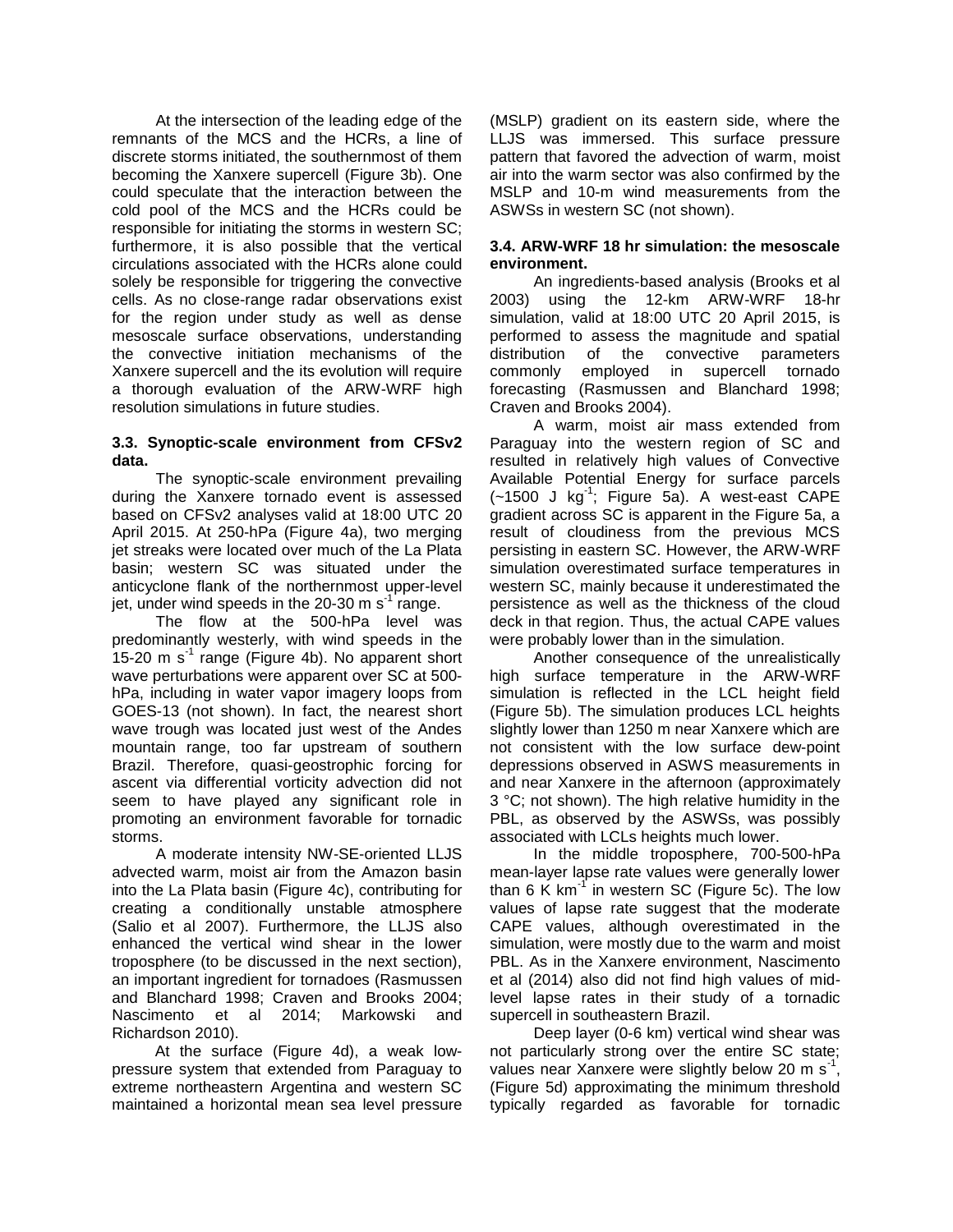At the intersection of the leading edge of the remnants of the MCS and the HCRs, a line of discrete storms initiated, the southernmost of them becoming the Xanxere supercell (Figure 3b). One could speculate that the interaction between the cold pool of the MCS and the HCRs could be responsible for initiating the storms in western SC; furthermore, it is also possible that the vertical circulations associated with the HCRs alone could solely be responsible for triggering the convective cells. As no close-range radar observations exist for the region under study as well as dense mesoscale surface observations, understanding the convective initiation mechanisms of the Xanxere supercell and the its evolution will require a thorough evaluation of the ARW-WRF high resolution simulations in future studies.

### 3.3. Synoptic-scale environment from CFSv2 data.

The synoptic-scale environment prevailing during the Xanxere tornado event is assessed based on CFSv2 analyses valid at 18:00 UTC 20 April 2015. At 250-hPa (Figure 4a), two merging jet streaks were located over much of the La Plata basin; western SC was situated under the anticyclone flank of the northernmost upper-level jet, under wind speeds in the 20-30 m s$^{-1}$ range.

The flow at the 500-hPa level was predominantly westerly, with wind speeds in the 15-20 m s$^{-1}$ range (Figure 4b). No apparent short wave perturbations were apparent over SC at 500-hPa, including in water vapor imagery loops from GOES-13 (not shown). In fact, the nearest short wave trough was located just west of the Andes mountain range, too far upstream of southern Brazil. Therefore, quasi-geostrophic forcing for ascent via differential vorticity advection did not seem to have played any significant role in promoting an environment favorable for tornadic storms.

A moderate intensity NW-SE-oriented LLJS advected warm, moist air from the Amazon basin into the La Plata basin (Figure 4c), contributing for creating a conditionally unstable atmosphere (Salio et al 2007). Furthermore, the LLJS also enhanced the vertical wind shear in the lower troposphere (to be discussed in the next section), an important ingredient for tornadoes (Rasmussen and Blanchard 1998; Craven and Brooks 2004; Nascimento et al 2014; Markowski and Richardson 2010).

At the surface (Figure 4d), a weak low-pressure system that extended from Paraguay to extreme northeastern Argentina and western SC maintained a horizontal mean sea level pressure (MSLP) gradient on its eastern side, where the LLJS was immersed. This surface pressure pattern that favored the advection of warm, moist air into the warm sector was also confirmed by the MSLP and 10-m wind measurements from the ASWSs in western SC (not shown).

### 3.4. ARW-WRF 18 hr simulation: the mesoscale environment.

An ingredients-based analysis (Brooks et al 2003) using the 12-km ARW-WRF 18-hr simulation, valid at 18:00 UTC 20 April 2015, is performed to assess the magnitude and spatial distribution of the convective parameters commonly employed in supercell tornado forecasting (Rasmussen and Blanchard 1998; Craven and Brooks 2004).

A warm, moist air mass extended from Paraguay into the western region of SC and resulted in relatively high values of Convective Available Potential Energy for surface parcels (~1500 J kg$^{-1}$; Figure 5a). A west-east CAPE gradient across SC is apparent in the Figure 5a, a result of cloudiness from the previous MCS persisting in eastern SC. However, the ARW-WRF simulation overestimated surface temperatures in western SC, mainly because it underestimated the persistence as well as the thickness of the cloud deck in that region. Thus, the actual CAPE values were probably lower than in the simulation.

Another consequence of the unrealistically high surface temperature in the ARW-WRF simulation is reflected in the LCL height field (Figure 5b). The simulation produces LCL heights slightly lower than 1250 m near Xanxere which are not consistent with the low surface dew-point depressions observed in ASWS measurements in and near Xanxere in the afternoon (approximately 3 °C; not shown). The high relative humidity in the PBL, as observed by the ASWSs, was possibly associated with LCLs heights much lower.

In the middle troposphere, 700-500-hPa mean-layer lapse rate values were generally lower than 6 K km$^{-1}$ in western SC (Figure 5c). The low values of lapse rate suggest that the moderate CAPE values, although overestimated in the simulation, were mostly due to the warm and moist PBL. As in the Xanxere environment, Nascimento et al (2014) also did not find high values of mid-level lapse rates in their study of a tornadic supercell in southeastern Brazil.

Deep layer (0-6 km) vertical wind shear was not particularly strong over the entire SC state; values near Xanxere were slightly below 20 m s$^{-1}$, (Figure 5d) approximating the minimum threshold typically regarded as favorable for tornadic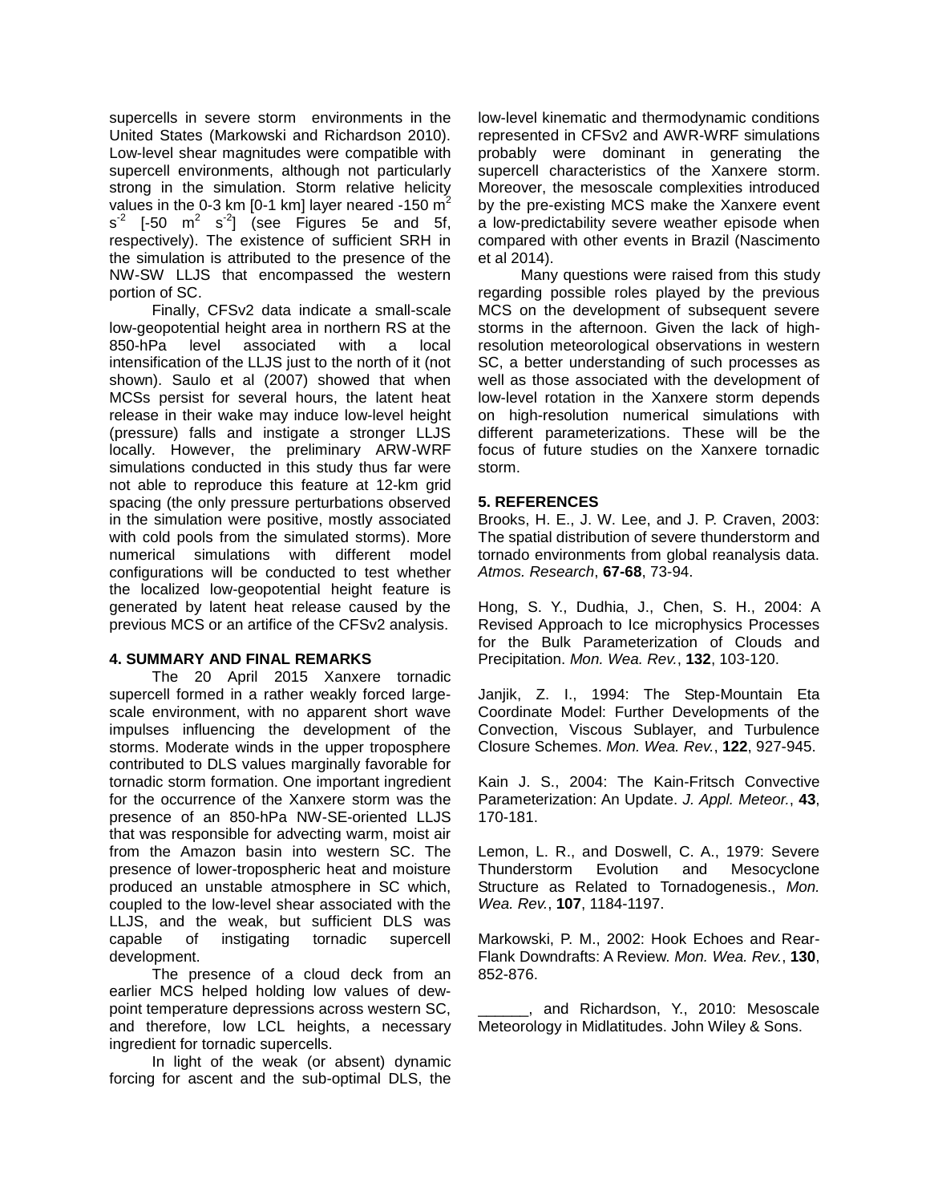supercells in severe storm environments in the United States (Markowski and Richardson 2010). Low-level shear magnitudes were compatible with supercell environments, although not particularly strong in the simulation. Storm relative helicity values in the 0-3 km [0-1 km] layer neared -150 $m^2$ $s^{-2}$ [-50 $m^2$ $s^{-2}$] (see Figures 5e and 5f, respectively). The existence of sufficient SRH in the simulation is attributed to the presence of the NW-SW LLJS that encompassed the western portion of SC.

Finally, CFSv2 data indicate a small-scale low-geopotential height area in northern RS at the 850-hPa level associated with a local intensification of the LLJS just to the north of it (not shown). Saulo et al (2007) showed that when MCSs persist for several hours, the latent heat release in their wake may induce low-level height (pressure) falls and instigate a stronger LLJS locally. However, the preliminary ARW-WRF simulations conducted in this study thus far were not able to reproduce this feature at 12-km grid spacing (the only pressure perturbations observed in the simulation were positive, mostly associated with cold pools from the simulated storms). More numerical simulations with different model configurations will be conducted to test whether the localized low-geopotential height feature is generated by latent heat release caused by the previous MCS or an artifice of the CFSv2 analysis.

## 4. SUMMARY AND FINAL REMARKS

The 20 April 2015 Xanxere tornadic supercell formed in a rather weakly forced large-scale environment, with no apparent short wave impulses influencing the development of the storms. Moderate winds in the upper troposphere contributed to DLS values marginally favorable for tornadic storm formation. One important ingredient for the occurrence of the Xanxere storm was the presence of an 850-hPa NW-SE-oriented LLJS that was responsible for advecting warm, moist air from the Amazon basin into western SC. The presence of lower-tropospheric heat and moisture produced an unstable atmosphere in SC which, coupled to the low-level shear associated with the LLJS, and the weak, but sufficient DLS was capable of instigating tornadic supercell development.

The presence of a cloud deck from an earlier MCS helped holding low values of dew-point temperature depressions across western SC, and therefore, low LCL heights, a necessary ingredient for tornadic supercells.

In light of the weak (or absent) dynamic forcing for ascent and the sub-optimal DLS, the low-level kinematic and thermodynamic conditions represented in CFSv2 and AWR-WRF simulations probably were dominant in generating the supercell characteristics of the Xanxere storm. Moreover, the mesoscale complexities introduced by the pre-existing MCS make the Xanxere event a low-predictability severe weather episode when compared with other events in Brazil (Nascimento et al 2014).

Many questions were raised from this study regarding possible roles played by the previous MCS on the development of subsequent severe storms in the afternoon. Given the lack of high-resolution meteorological observations in western SC, a better understanding of such processes as well as those associated with the development of low-level rotation in the Xanxere storm depends on high-resolution numerical simulations with different parameterizations. These will be the focus of future studies on the Xanxere tornadic storm.

## 5. REFERENCES

Brooks, H. E., J. W. Lee, and J. P. Craven, 2003: The spatial distribution of severe thunderstorm and tornado environments from global reanalysis data. *Atmos. Research*, **67-68**, 73-94.

Hong, S. Y., Dudhia, J., Chen, S. H., 2004: A Revised Approach to Ice microphysics Processes for the Bulk Parameterization of Clouds and Precipitation. *Mon. Wea. Rev.*, **132**, 103-120.

Janjik, Z. I., 1994: The Step-Mountain Eta Coordinate Model: Further Developments of the Convection, Viscous Sublayer, and Turbulence Closure Schemes. *Mon. Wea. Rev.*, **122**, 927-945.

Kain J. S., 2004: The Kain-Fritsch Convective Parameterization: An Update. *J. Appl. Meteor.*, **43**, 170-181.

Lemon, L. R., and Doswell, C. A., 1979: Severe Thunderstorm Evolution and Mesocyclone Structure as Related to Tornadogenesis., *Mon. Wea. Rev.*, **107**, 1184-1197.

Markowski, P. M., 2002: Hook Echoes and Rear-Flank Downdrafts: A Review. *Mon. Wea. Rev.*, **130**, 852-876.

______, and Richardson, Y., 2010: Mesoscale Meteorology in Midlatitudes. John Wiley & Sons.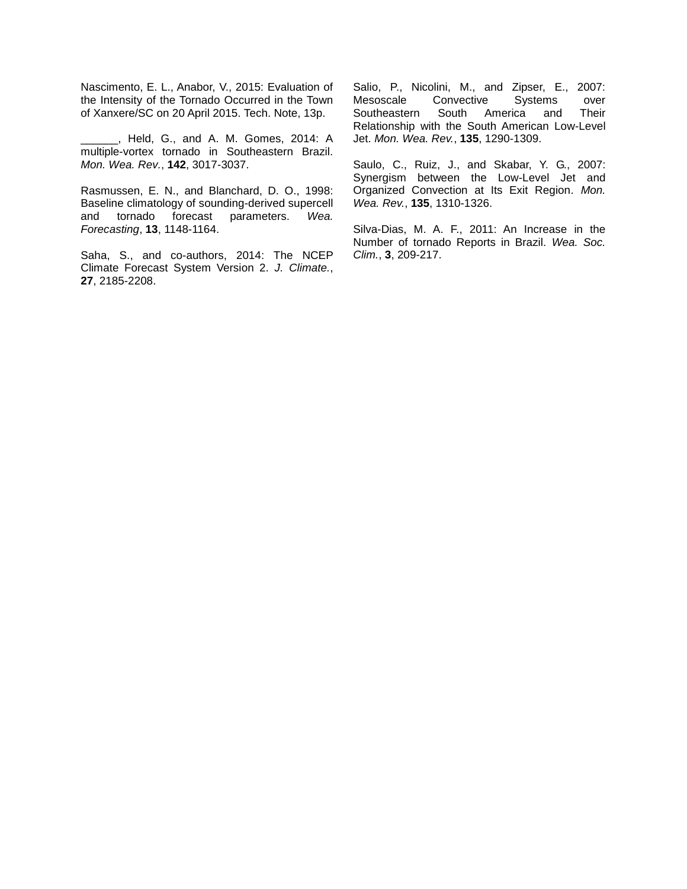Nascimento, E. L., Anabor, V., 2015: Evaluation of the Intensity of the Tornado Occurred in the Town of Xanxere/SC on 20 April 2015. Tech. Note, 13p.

______, Held, G., and A. M. Gomes, 2014: A multiple-vortex tornado in Southeastern Brazil. *Mon. Wea. Rev.*, **142**, 3017-3037.

Rasmussen, E. N., and Blanchard, D. O., 1998: Baseline climatology of sounding-derived supercell and tornado forecast parameters. *Wea. Forecasting*, **13**, 1148-1164.

Saha, S., and co-authors, 2014: The NCEP Climate Forecast System Version 2. *J. Climate.*, **27**, 2185-2208.

Salio, P., Nicolini, M., and Zipser, E., 2007: Mesoscale Convective Systems over Southeastern South America and Their Relationship with the South American Low-Level Jet. *Mon. Wea. Rev.*, **135**, 1290-1309.

Saulo, C., Ruiz, J., and Skabar, Y. G., 2007: Synergism between the Low-Level Jet and Organized Convection at Its Exit Region. *Mon. Wea. Rev.*, **135**, 1310-1326.

Silva-Dias, M. A. F., 2011: An Increase in the Number of tornado Reports in Brazil. *Wea. Soc. Clim.*, **3**, 209-217.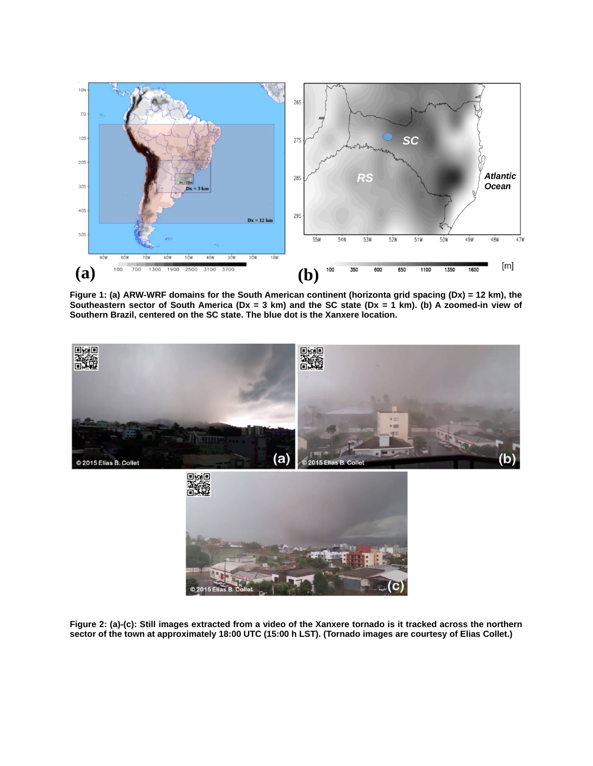**Figure 1: (a) ARW-WRF domains for the South American continent (horizonta grid spacing (Dx) = 12 km), the Southeastern sector of South America (Dx = 3 km) and the SC state (Dx = 1 km). (b) A zoomed-in view of Southern Brazil, centered on the SC state. The blue dot is the Xanxere location.**

**Figure 2: (a)-(c): Still images extracted from a video of the Xanxere tornado is it tracked across the northern sector of the town at approximately 18:00 UTC (15:00 h LST). (Tornado images are courtesy of Elias Collet.)**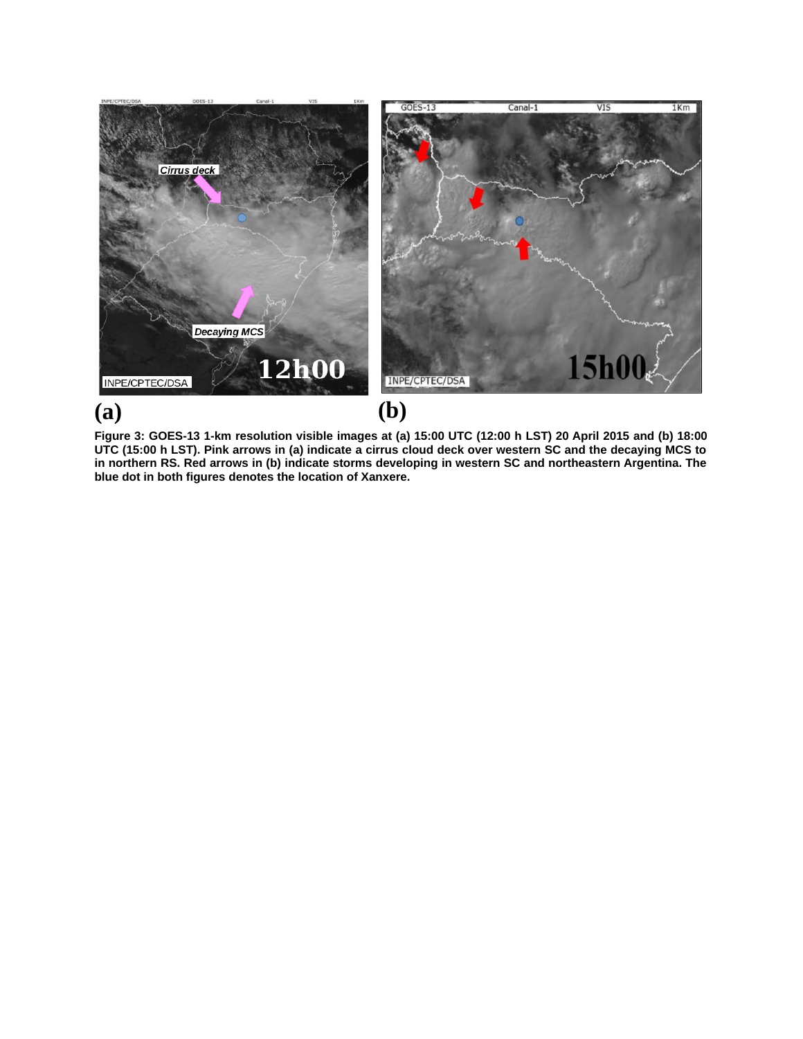**Figure 3: GOES-13 1-km resolution visible images at (a) 15:00 UTC (12:00 h LST) 20 April 2015 and (b) 18:00 UTC (15:00 h LST). Pink arrows in (a) indicate a cirrus cloud deck over western SC and the decaying MCS to in northern RS. Red arrows in (b) indicate storms developing in western SC and northeastern Argentina. The blue dot in both figures denotes the location of Xanxere.**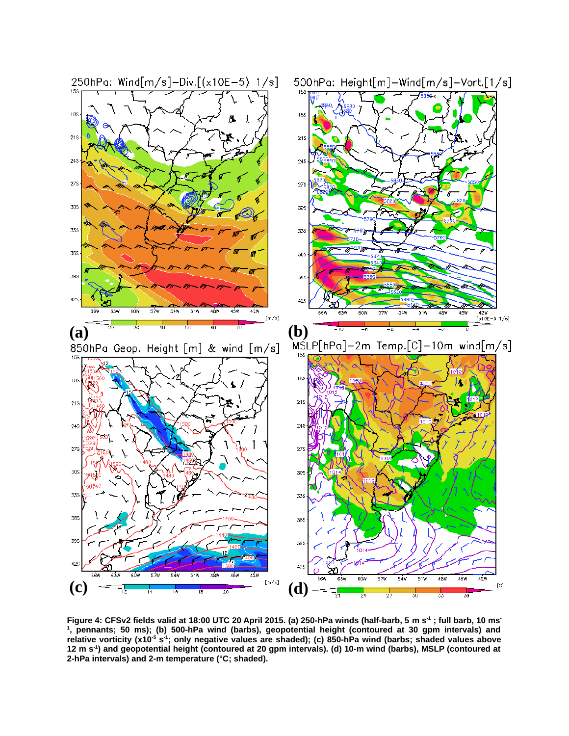**Figure 4: CFSv2 fields valid at 18:00 UTC 20 April 2015. (a) 250-hPa winds (half-barb, 5 m s$^{-1}$ ; full barb, 10 ms$^{-1}$, pennants; 50 ms); (b) 500-hPa wind (barbs), geopotential height (contoured at 30 gpm intervals) and relative vorticity (x10$^{-5}$ s$^{-1}$; only negative values are shaded); (c) 850-hPa wind (barbs; shaded values above 12 m s$^{-1}$) and geopotential height (contoured at 20 gpm intervals). (d) 10-m wind (barbs), MSLP (contoured at 2-hPa intervals) and 2-m temperature (°C; shaded).**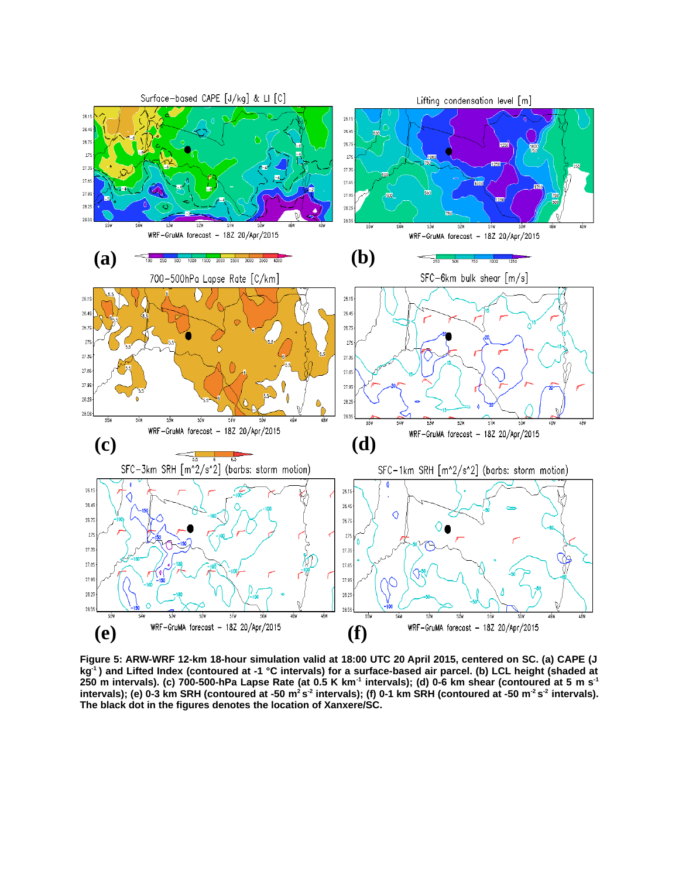Surface-based CAPE [J/kg] & LI [C]

WRF-GruMA forecast - 18Z 20/Apr/2015

**(a)**

Lifting condensation level [m]

WRF-GruMA forecast - 18Z 20/Apr/2015

**(b)**

700-500hPa Lapse Rate [C/km]

WRF-GruMA forecast - 18Z 20/Apr/2015

**(c)**

SFC-6km bulk shear [m/s]

WRF-GruMA forecast - 18Z 20/Apr/2015

**(d)**

SFC-3km SRH [m^2/s^2] (barbs: storm motion)

WRF-GruMA forecast - 18Z 20/Apr/2015

**(e)**

SFC-1km SRH [m^2/s^2] (barbs: storm motion)

WRF-GruMA forecast - 18Z 20/Apr/2015

**(f)**

**Figure 5: ARW-WRF 12-km 18-hour simulation valid at 18:00 UTC 20 April 2015, centered on SC. (a) CAPE (J kg$^{-1}$) and Lifted Index (contoured at -1 °C intervals) for a surface-based air parcel. (b) LCL height (shaded at 250 m intervals). (c) 700-500-hPa Lapse Rate (at 0.5 K km$^{-1}$ intervals); (d) 0-6 km shear (contoured at 5 m s$^{-1}$ intervals); (e) 0-3 km SRH (contoured at -50 m$^2$ s$^{-2}$ intervals); (f) 0-1 km SRH (contoured at -50 m$^{-2}$ s$^{-2}$ intervals). The black dot in the figures denotes the location of Xanxere/SC.**